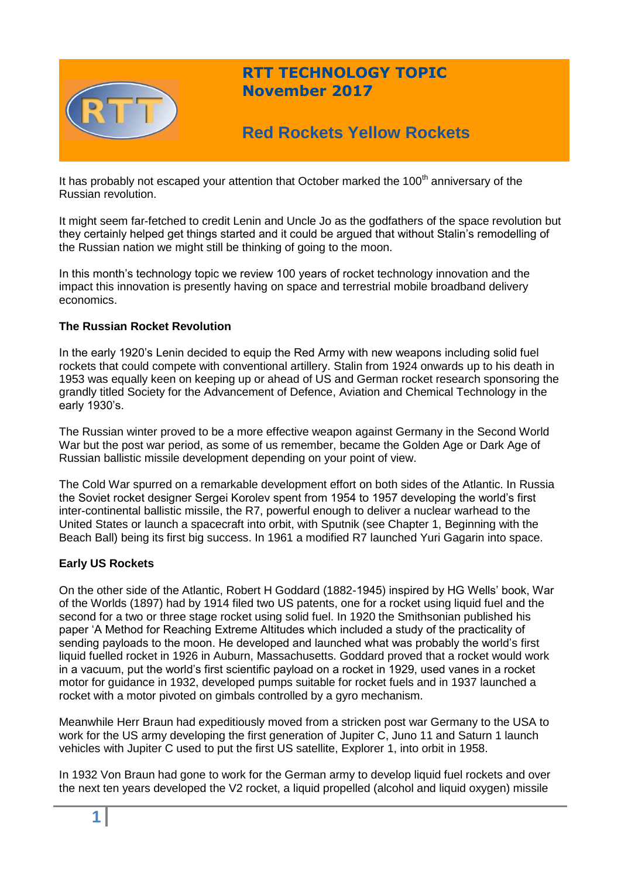# RTT TECHNOLOGY TOPIC
# November 2017

## Red Rockets Yellow Rockets

It has probably not escaped your attention that October marked the 100th anniversary of the Russian revolution.

It might seem far-fetched to credit Lenin and Uncle Jo as the godfathers of the space revolution but they certainly helped get things started and it could be argued that without Stalin's remodelling of the Russian nation we might still be thinking of going to the moon.

In this month's technology topic we review 100 years of rocket technology innovation and the impact this innovation is presently having on space and terrestrial mobile broadband delivery economics.

**The Russian Rocket Revolution**

In the early 1920's Lenin decided to equip the Red Army with new weapons including solid fuel rockets that could compete with conventional artillery. Stalin from 1924 onwards up to his death in 1953 was equally keen on keeping up or ahead of US and German rocket research sponsoring the grandly titled Society for the Advancement of Defence, Aviation and Chemical Technology in the early 1930's.

The Russian winter proved to be a more effective weapon against Germany in the Second World War but the post war period, as some of us remember, became the Golden Age or Dark Age of Russian ballistic missile development depending on your point of view.

The Cold War spurred on a remarkable development effort on both sides of the Atlantic. In Russia the Soviet rocket designer Sergei Korolev spent from 1954 to 1957 developing the world's first inter-continental ballistic missile, the R7, powerful enough to deliver a nuclear warhead to the United States or launch a spacecraft into orbit, with Sputnik (see Chapter 1, Beginning with the Beach Ball) being its first big success. In 1961 a modified R7 launched Yuri Gagarin into space.

**Early US Rockets**

On the other side of the Atlantic, Robert H Goddard (1882-1945) inspired by HG Wells' book, War of the Worlds (1897) had by 1914 filed two US patents, one for a rocket using liquid fuel and the second for a two or three stage rocket using solid fuel. In 1920 the Smithsonian published his paper 'A Method for Reaching Extreme Altitudes which included a study of the practicality of sending payloads to the moon. He developed and launched what was probably the world's first liquid fuelled rocket in 1926 in Auburn, Massachusetts. Goddard proved that a rocket would work in a vacuum, put the world's first scientific payload on a rocket in 1929, used vanes in a rocket motor for guidance in 1932, developed pumps suitable for rocket fuels and in 1937 launched a rocket with a motor pivoted on gimbals controlled by a gyro mechanism.

Meanwhile Herr Braun had expeditiously moved from a stricken post war Germany to the USA to work for the US army developing the first generation of Jupiter C, Juno 11 and Saturn 1 launch vehicles with Jupiter C used to put the first US satellite, Explorer 1, into orbit in 1958.

In 1932 Von Braun had gone to work for the German army to develop liquid fuel rockets and over the next ten years developed the V2 rocket, a liquid propelled (alcohol and liquid oxygen) missile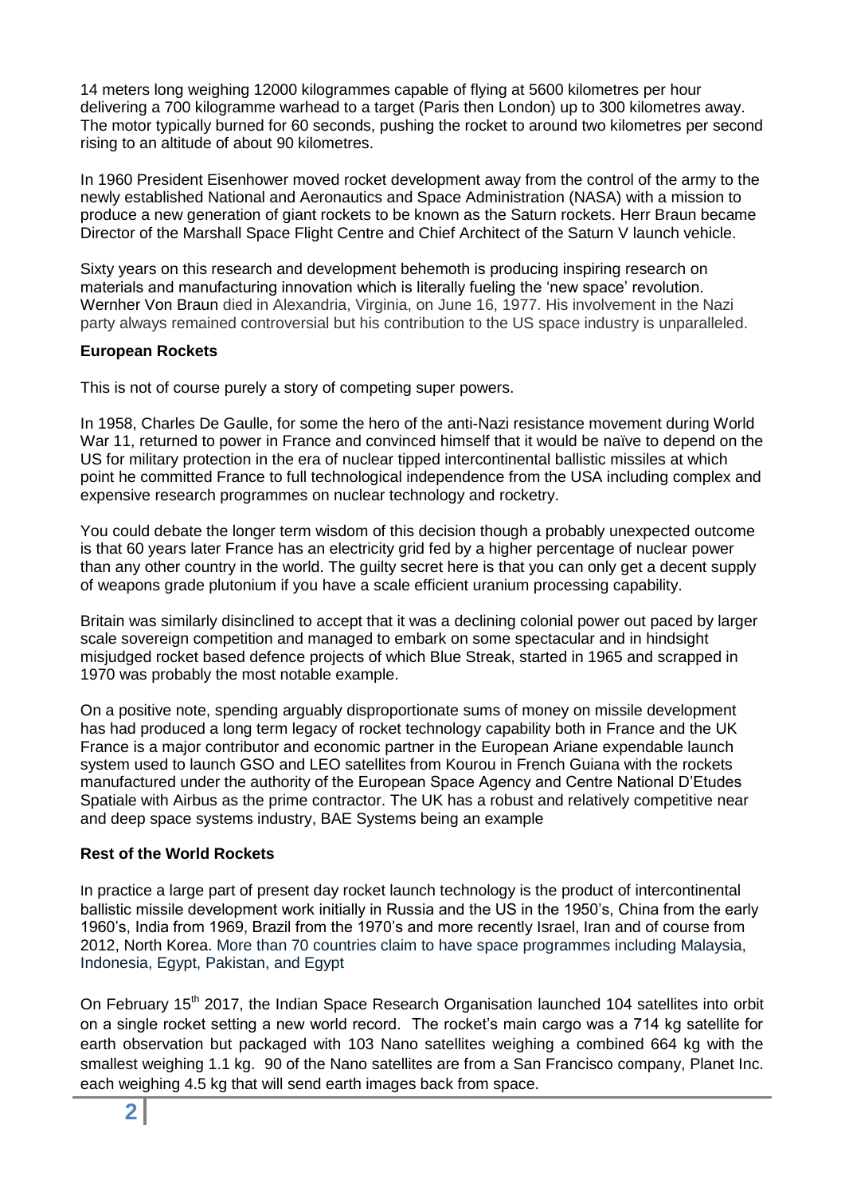14 meters long weighing 12000 kilogrammes capable of flying at 5600 kilometres per hour delivering a 700 kilogramme warhead to a target (Paris then London) up to 300 kilometres away. The motor typically burned for 60 seconds, pushing the rocket to around two kilometres per second rising to an altitude of about 90 kilometres.

In 1960 President Eisenhower moved rocket development away from the control of the army to the newly established National and Aeronautics and Space Administration (NASA) with a mission to produce a new generation of giant rockets to be known as the Saturn rockets. Herr Braun became Director of the Marshall Space Flight Centre and Chief Architect of the Saturn V launch vehicle.

Sixty years on this research and development behemoth is producing inspiring research on materials and manufacturing innovation which is literally fueling the 'new space' revolution. Wernher Von Braun died in Alexandria, Virginia, on June 16, 1977. His involvement in the Nazi party always remained controversial but his contribution to the US space industry is unparalleled.

**European Rockets**

This is not of course purely a story of competing super powers.

In 1958, Charles De Gaulle, for some the hero of the anti-Nazi resistance movement during World War 11, returned to power in France and convinced himself that it would be naïve to depend on the US for military protection in the era of nuclear tipped intercontinental ballistic missiles at which point he committed France to full technological independence from the USA including complex and expensive research programmes on nuclear technology and rocketry.

You could debate the longer term wisdom of this decision though a probably unexpected outcome is that 60 years later France has an electricity grid fed by a higher percentage of nuclear power than any other country in the world. The guilty secret here is that you can only get a decent supply of weapons grade plutonium if you have a scale efficient uranium processing capability.

Britain was similarly disinclined to accept that it was a declining colonial power out paced by larger scale sovereign competition and managed to embark on some spectacular and in hindsight misjudged rocket based defence projects of which Blue Streak, started in 1965 and scrapped in 1970 was probably the most notable example.

On a positive note, spending arguably disproportionate sums of money on missile development has had produced a long term legacy of rocket technology capability both in France and the UK France is a major contributor and economic partner in the European Ariane expendable launch system used to launch GSO and LEO satellites from Kourou in French Guiana with the rockets manufactured under the authority of the European Space Agency and Centre National D'Etudes Spatiale with Airbus as the prime contractor. The UK has a robust and relatively competitive near and deep space systems industry, BAE Systems being an example

**Rest of the World Rockets**

In practice a large part of present day rocket launch technology is the product of intercontinental ballistic missile development work initially in Russia and the US in the 1950's, China from the early 1960's, India from 1969, Brazil from the 1970's and more recently Israel, Iran and of course from 2012, North Korea. More than 70 countries claim to have space programmes including Malaysia, Indonesia, Egypt, Pakistan, and Egypt

On February 15th 2017, the Indian Space Research Organisation launched 104 satellites into orbit on a single rocket setting a new world record. The rocket's main cargo was a 714 kg satellite for earth observation but packaged with 103 Nano satellites weighing a combined 664 kg with the smallest weighing 1.1 kg. 90 of the Nano satellites are from a San Francisco company, Planet Inc. each weighing 4.5 kg that will send earth images back from space.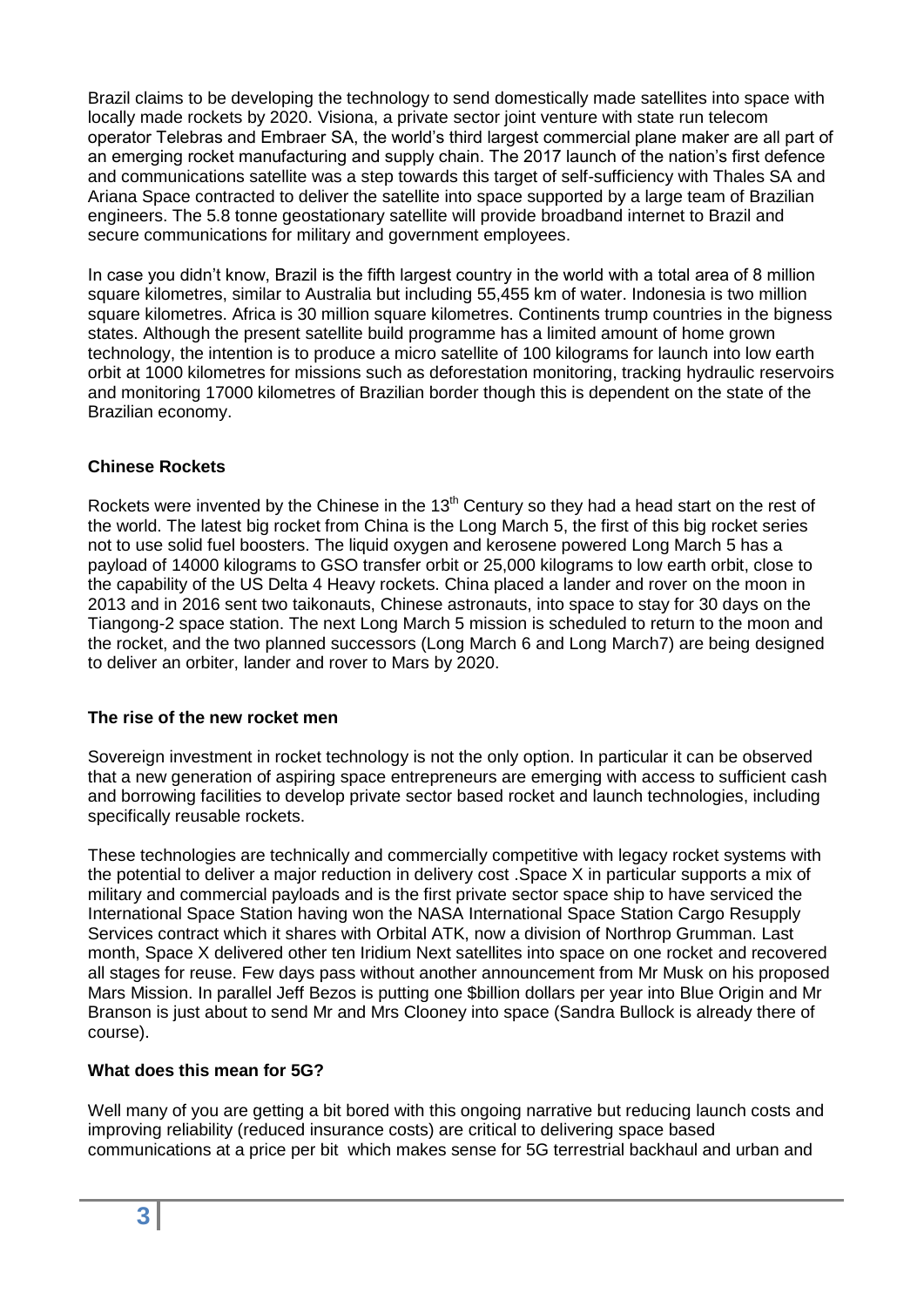Brazil claims to be developing the technology to send domestically made satellites into space with locally made rockets by 2020. Visiona, a private sector joint venture with state run telecom operator Telebras and Embraer SA, the world's third largest commercial plane maker are all part of an emerging rocket manufacturing and supply chain. The 2017 launch of the nation's first defence and communications satellite was a step towards this target of self-sufficiency with Thales SA and Ariana Space contracted to deliver the satellite into space supported by a large team of Brazilian engineers. The 5.8 tonne geostationary satellite will provide broadband internet to Brazil and secure communications for military and government employees.

In case you didn't know, Brazil is the fifth largest country in the world with a total area of 8 million square kilometres, similar to Australia but including 55,455 km of water. Indonesia is two million square kilometres. Africa is 30 million square kilometres. Continents trump countries in the bigness states. Although the present satellite build programme has a limited amount of home grown technology, the intention is to produce a micro satellite of 100 kilograms for launch into low earth orbit at 1000 kilometres for missions such as deforestation monitoring, tracking hydraulic reservoirs and monitoring 17000 kilometres of Brazilian border though this is dependent on the state of the Brazilian economy.

**Chinese Rockets**

Rockets were invented by the Chinese in the 13th Century so they had a head start on the rest of the world. The latest big rocket from China is the Long March 5, the first of this big rocket series not to use solid fuel boosters. The liquid oxygen and kerosene powered Long March 5 has a payload of 14000 kilograms to GSO transfer orbit or 25,000 kilograms to low earth orbit, close to the capability of the US Delta 4 Heavy rockets. China placed a lander and rover on the moon in 2013 and in 2016 sent two taikonauts, Chinese astronauts, into space to stay for 30 days on the Tiangong-2 space station. The next Long March 5 mission is scheduled to return to the moon and the rocket, and the two planned successors (Long March 6 and Long March7) are being designed to deliver an orbiter, lander and rover to Mars by 2020.

**The rise of the new rocket men**

Sovereign investment in rocket technology is not the only option. In particular it can be observed that a new generation of aspiring space entrepreneurs are emerging with access to sufficient cash and borrowing facilities to develop private sector based rocket and launch technologies, including specifically reusable rockets.

These technologies are technically and commercially competitive with legacy rocket systems with the potential to deliver a major reduction in delivery cost .Space X in particular supports a mix of military and commercial payloads and is the first private sector space ship to have serviced the International Space Station having won the NASA International Space Station Cargo Resupply Services contract which it shares with Orbital ATK, now a division of Northrop Grumman. Last month, Space X delivered other ten Iridium Next satellites into space on one rocket and recovered all stages for reuse. Few days pass without another announcement from Mr Musk on his proposed Mars Mission. In parallel Jeff Bezos is putting one $billion dollars per year into Blue Origin and Mr Branson is just about to send Mr and Mrs Clooney into space (Sandra Bullock is already there of course).

**What does this mean for 5G?**

Well many of you are getting a bit bored with this ongoing narrative but reducing launch costs and improving reliability (reduced insurance costs) are critical to delivering space based communications at a price per bit which makes sense for 5G terrestrial backhaul and urban and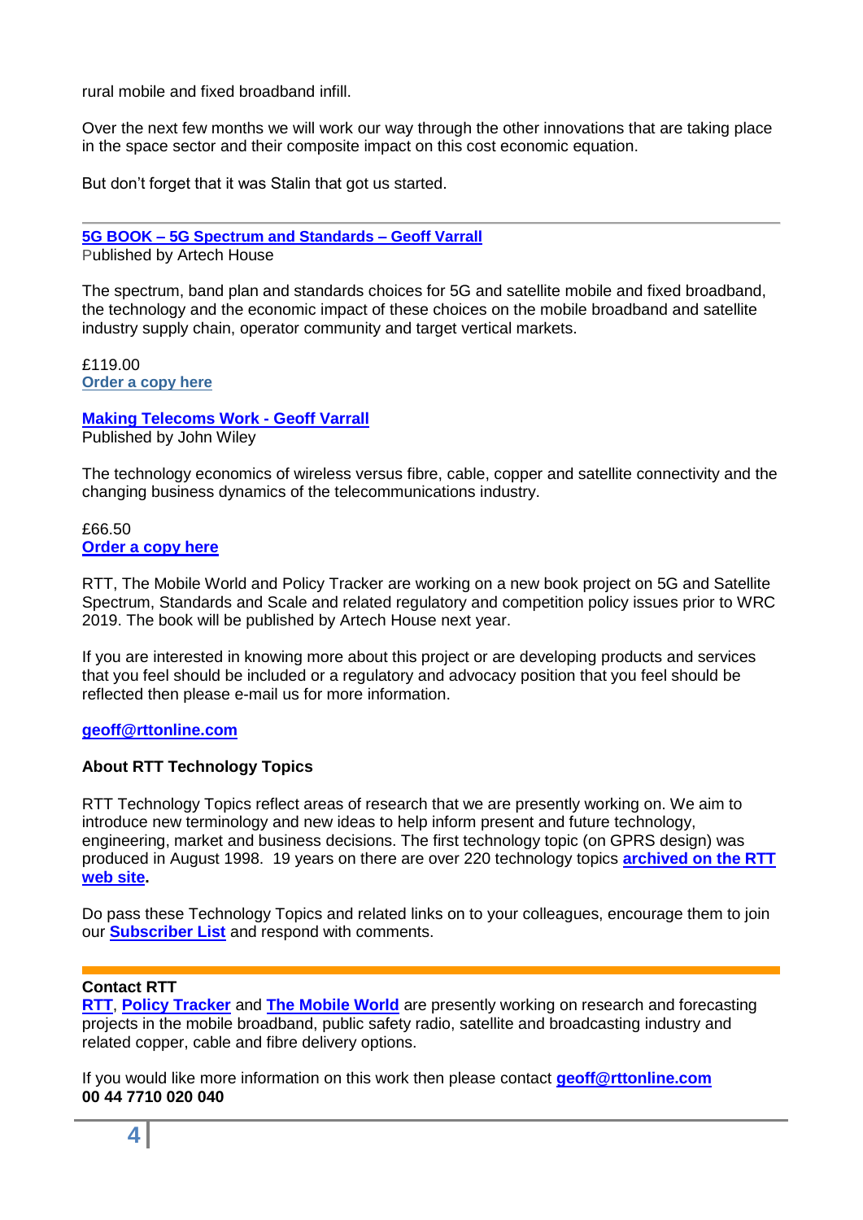rural mobile and fixed broadband infill.

Over the next few months we will work our way through the other innovations that are taking place in the space sector and their composite impact on this cost economic equation.

But don't forget that it was Stalin that got us started.

---

**5G BOOK – 5G Spectrum and Standards – Geoff Varrall**
Published by Artech House

The spectrum, band plan and standards choices for 5G and satellite mobile and fixed broadband, the technology and the economic impact of these choices on the mobile broadband and satellite industry supply chain, operator community and target vertical markets.

£119.00
**Order a copy here**

**Making Telecoms Work - Geoff Varrall**
Published by John Wiley

The technology economics of wireless versus fibre, cable, copper and satellite connectivity and the changing business dynamics of the telecommunications industry.

£66.50
**Order a copy here**

RTT, The Mobile World and Policy Tracker are working on a new book project on 5G and Satellite Spectrum, Standards and Scale and related regulatory and competition policy issues prior to WRC 2019. The book will be published by Artech House next year.

If you are interested in knowing more about this project or are developing products and services that you feel should be included or a regulatory and advocacy position that you feel should be reflected then please e-mail us for more information.

**geoff@rttonline.com**

**About RTT Technology Topics**

RTT Technology Topics reflect areas of research that we are presently working on. We aim to introduce new terminology and new ideas to help inform present and future technology, engineering, market and business decisions. The first technology topic (on GPRS design) was produced in August 1998. 19 years on there are over 220 technology topics **archived on the RTT web site.**

Do pass these Technology Topics and related links on to your colleagues, encourage them to join our **Subscriber List** and respond with comments.

---

**Contact RTT**
**RTT**, **Policy Tracker** and **The Mobile World** are presently working on research and forecasting projects in the mobile broadband, public safety radio, satellite and broadcasting industry and related copper, cable and fibre delivery options.

If you would like more information on this work then please contact **geoff@rttonline.com**
**00 44 7710 020 040**